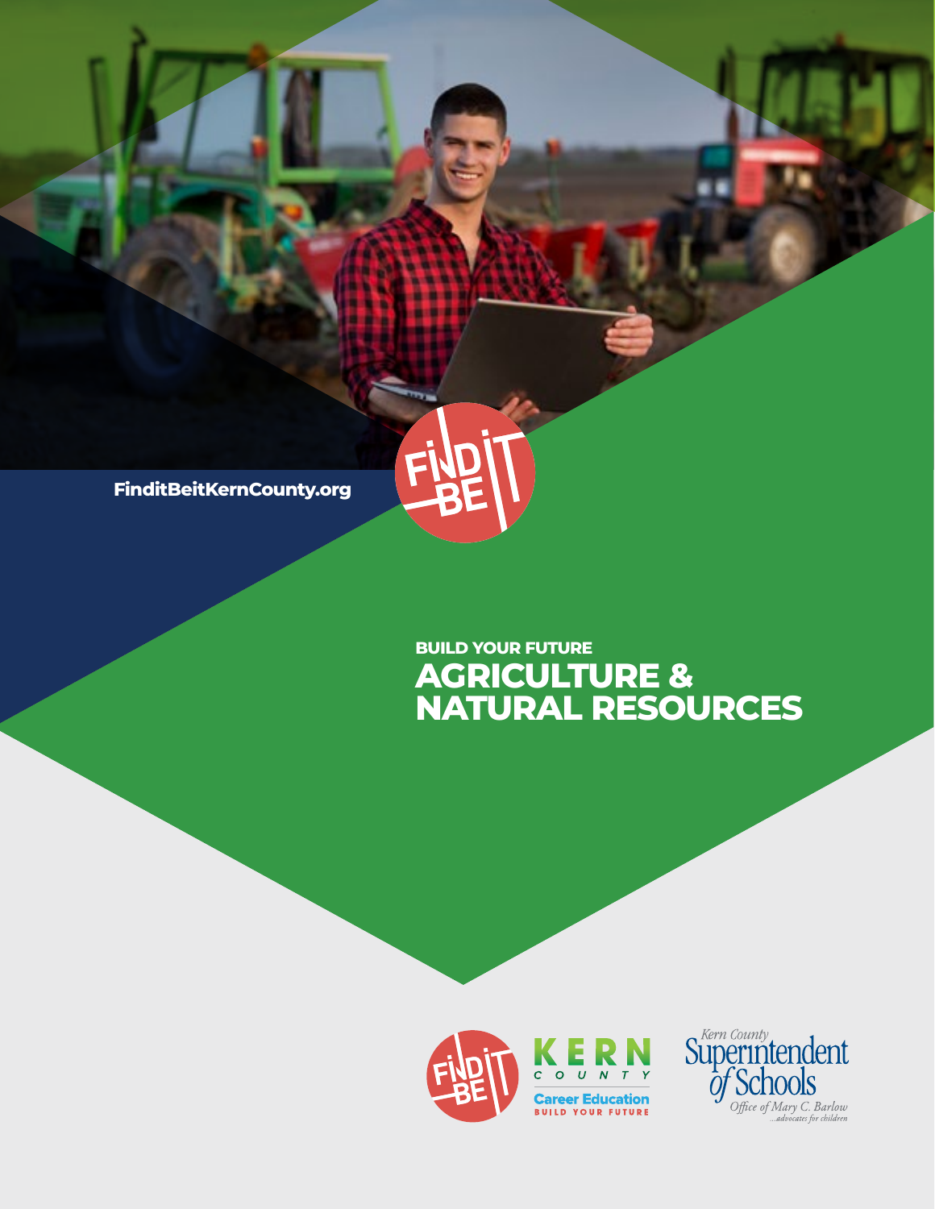FinditBeitKernCounty.org

BUILD YOUR FUTURE

# AGRICULTURE & NATURAL RESOURCES

KERN COUNTY Career Education BUILD YOUR FUTURE

Kern County Superintendent of Schools
Office of Mary C. Barlow
...advocates for children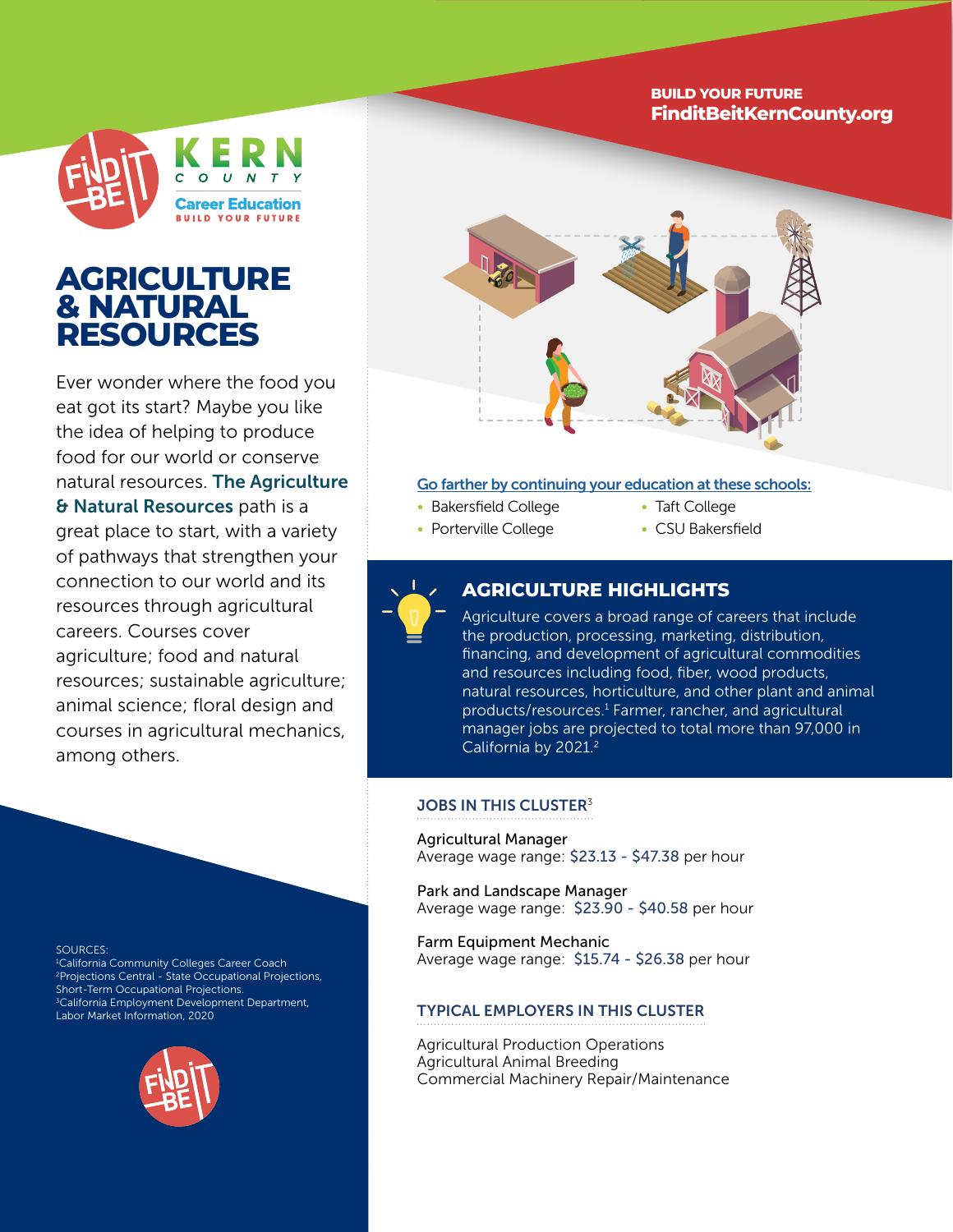**BUILD YOUR FUTURE**
**FinditBeitKernCounty.org**

KERN COUNTY
Career Education
BUILD YOUR FUTURE

# AGRICULTURE & NATURAL RESOURCES

Ever wonder where the food you eat got its start? Maybe you like the idea of helping to produce food for our world or conserve natural resources. **The Agriculture & Natural Resources** path is a great place to start, with a variety of pathways that strengthen your connection to our world and its resources through agricultural careers. Courses cover agriculture; food and natural resources; sustainable agriculture; animal science; floral design and courses in agricultural mechanics, among others.

Go farther by continuing your education at these schools:

- Bakersfield College
- Porterville College
- Taft College
- CSU Bakersfield

## AGRICULTURE HIGHLIGHTS

Agriculture covers a broad range of careers that include the production, processing, marketing, distribution, financing, and development of agricultural commodities and resources including food, fiber, wood products, natural resources, horticulture, and other plant and animal products/resources.[1] Farmer, rancher, and agricultural manager jobs are projected to total more than 97,000 in California by 2021.[2]

### JOBS IN THIS CLUSTER[3]

Agricultural Manager
Average wage range: $23.13 - $47.38 per hour

Park and Landscape Manager
Average wage range: $23.90 - $40.58 per hour

Farm Equipment Mechanic
Average wage range: $15.74 - $26.38 per hour

### TYPICAL EMPLOYERS IN THIS CLUSTER

Agricultural Production Operations
Agricultural Animal Breeding
Commercial Machinery Repair/Maintenance

SOURCES:
[1]California Community Colleges Career Coach
[2]Projections Central - State Occupational Projections, Short-Term Occupational Projections.
[3]California Employment Development Department, Labor Market Information, 2020